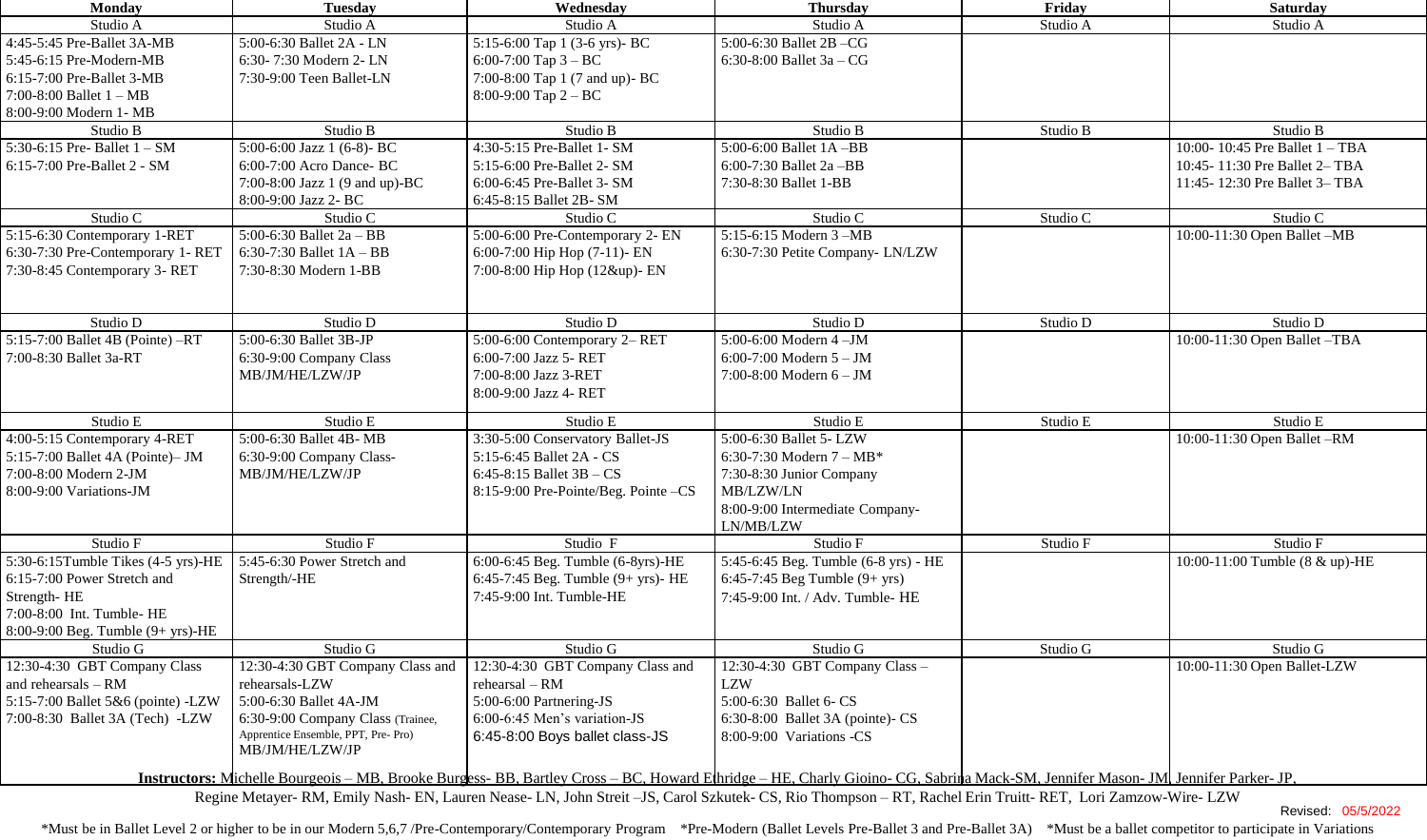| Monday | Tuesday | Wednesday | Thursday | Friday | Saturday |
|---|---|---|---|---|---|
| Studio A | Studio A | Studio A | Studio A | Studio A | Studio A |
| 4:45-5:45 Pre-Ballet 3A-MB<br>5:45-6:15 Pre-Modern-MB<br>6:15-7:00 Pre-Ballet 3-MB<br>7:00-8:00 Ballet 1 – MB<br>8:00-9:00 Modern 1- MB | 5:00-6:30 Ballet 2A - LN<br>6:30- 7:30 Modern 2- LN<br>7:30-9:00 Teen Ballet-LN | 5:15-6:00 Tap 1 (3-6 yrs)- BC<br>6:00-7:00 Tap 3 – BC<br>7:00-8:00 Tap 1 (7 and up)- BC<br>8:00-9:00 Tap 2 – BC | 5:00-6:30 Ballet 2B –CG<br>6:30-8:00 Ballet 3a – CG | | |
| Studio B | Studio B | Studio B | Studio B | Studio B | Studio B |
| 5:30-6:15 Pre- Ballet 1 – SM<br>6:15-7:00 Pre-Ballet 2 - SM | 5:00-6:00 Jazz 1 (6-8)- BC<br>6:00-7:00 Acro Dance- BC<br>7:00-8:00 Jazz 1 (9 and up)-BC<br>8:00-9:00 Jazz 2- BC | 4:30-5:15 Pre-Ballet 1- SM<br>5:15-6:00 Pre-Ballet 2- SM<br>6:00-6:45 Pre-Ballet 3- SM<br>6:45-8:15 Ballet 2B- SM | 5:00-6:00 Ballet 1A –BB<br>6:00-7:30 Ballet 2a –BB<br>7:30-8:30 Ballet 1-BB | | 10:00- 10:45 Pre Ballet 1 – TBA<br>10:45- 11:30 Pre Ballet 2– TBA<br>11:45- 12:30 Pre Ballet 3– TBA |
| Studio C | Studio C | Studio C | Studio C | Studio C | Studio C |
| 5:15-6:30 Contemporary 1-RET<br>6:30-7:30 Pre-Contemporary 1- RET<br>7:30-8:45 Contemporary 3- RET | 5:00-6:30 Ballet 2a – BB<br>6:30-7:30 Ballet 1A – BB<br>7:30-8:30 Modern 1-BB | 5:00-6:00 Pre-Contemporary 2- EN<br>6:00-7:00 Hip Hop (7-11)- EN<br>7:00-8:00 Hip Hop (12&up)- EN | 5:15-6:15 Modern 3 –MB<br>6:30-7:30 Petite Company- LN/LZW | | 10:00-11:30 Open Ballet –MB |
| Studio D | Studio D | Studio D | Studio D | Studio D | Studio D |
| 5:15-7:00 Ballet 4B (Pointe) –RT<br>7:00-8:30 Ballet 3a-RT | 5:00-6:30 Ballet 3B-JP<br>6:30-9:00 Company Class MB/JM/HE/LZW/JP | 5:00-6:00 Contemporary 2– RET<br>6:00-7:00 Jazz 5- RET<br>7:00-8:00 Jazz 3-RET<br>8:00-9:00 Jazz 4- RET | 5:00-6:00 Modern 4 –JM<br>6:00-7:00 Modern 5 – JM<br>7:00-8:00 Modern 6 – JM | | 10:00-11:30 Open Ballet –TBA |
| Studio E | Studio E | Studio E | Studio E | Studio E | Studio E |
| 4:00-5:15 Contemporary 4-RET<br>5:15-7:00 Ballet 4A (Pointe)– JM<br>7:00-8:00 Modern 2-JM<br>8:00-9:00 Variations-JM | 5:00-6:30 Ballet 4B- MB<br>6:30-9:00 Company Class- MB/JM/HE/LZW/JP | 3:30-5:00 Conservatory Ballet-JS<br>5:15-6:45 Ballet 2A - CS<br>6:45-8:15 Ballet 3B – CS<br>8:15-9:00 Pre-Pointe/Beg. Pointe –CS | 5:00-6:30 Ballet 5- LZW<br>6:30-7:30 Modern 7 – MB*<br>7:30-8:30 Junior Company MB/LZW/LN<br>8:00-9:00 Intermediate Company- LN/MB/LZW | | 10:00-11:30 Open Ballet –RM |
| Studio F | Studio F | Studio F | Studio F | Studio F | Studio F |
| 5:30-6:15Tumble Tikes (4-5 yrs)-HE<br>6:15-7:00 Power Stretch and Strength- HE<br>7:00-8:00 Int. Tumble- HE<br>8:00-9:00 Beg. Tumble (9+ yrs)-HE | 5:45-6:30 Power Stretch and Strength/-HE | 6:00-6:45 Beg. Tumble (6-8yrs)-HE<br>6:45-7:45 Beg. Tumble (9+ yrs)- HE<br>7:45-9:00 Int. Tumble-HE | 5:45-6:45 Beg. Tumble (6-8 yrs) - HE<br>6:45-7:45 Beg Tumble (9+ yrs)<br>7:45-9:00 Int. / Adv. Tumble- HE | | 10:00-11:00 Tumble (8 & up)-HE |
| Studio G | Studio G | Studio G | Studio G | Studio G | Studio G |
| 12:30-4:30 GBT Company Class and rehearsals – RM<br>5:15-7:00 Ballet 5&6 (pointe) -LZW<br>7:00-8:30 Ballet 3A (Tech) -LZW | 12:30-4:30 GBT Company Class and rehearsals-LZW<br>5:00-6:30 Ballet 4A-JM<br>6:30-9:00 Company Class (Trainee, Apprentice Ensemble, PPT, Pre- Pro) MB/JM/HE/LZW/JP | 12:30-4:30 GBT Company Class and rehearsal – RM<br>5:00-6:00 Partnering-JS<br>6:00-6:45 Men's variation-JS<br>6:45-8:00 Boys ballet class-JS | 12:30-4:30 GBT Company Class – LZW<br>5:00-6:30 Ballet 6- CS<br>6:30-8:00 Ballet 3A (pointe)- CS<br>8:00-9:00 Variations -CS | | 10:00-11:30 Open Ballet-LZW |

**Instructors:** Michelle Bourgeois – MB, Brooke Burgess- BB, Bartley Cross – BC, Howard Ethridge – HE, Charly Gioino- CG, Sabrina Mack-SM, Jennifer Mason- JM, Jennifer Parker- JP, Regine Metayer- RM, Emily Nash- EN, Lauren Nease- LN, John Streit –JS, Carol Szkutek- CS, Rio Thompson – RT, Rachel Erin Truitt- RET, Lori Zamzow-Wire- LZW

Revised: 05/5/2022

*Must be in Ballet Level 2 or higher to be in our Modern 5,6,7 /Pre-Contemporary/Contemporary Program *Pre-Modern (Ballet Levels Pre-Ballet 3 and Pre-Ballet 3A) *Must be a ballet competitor to participate in Variations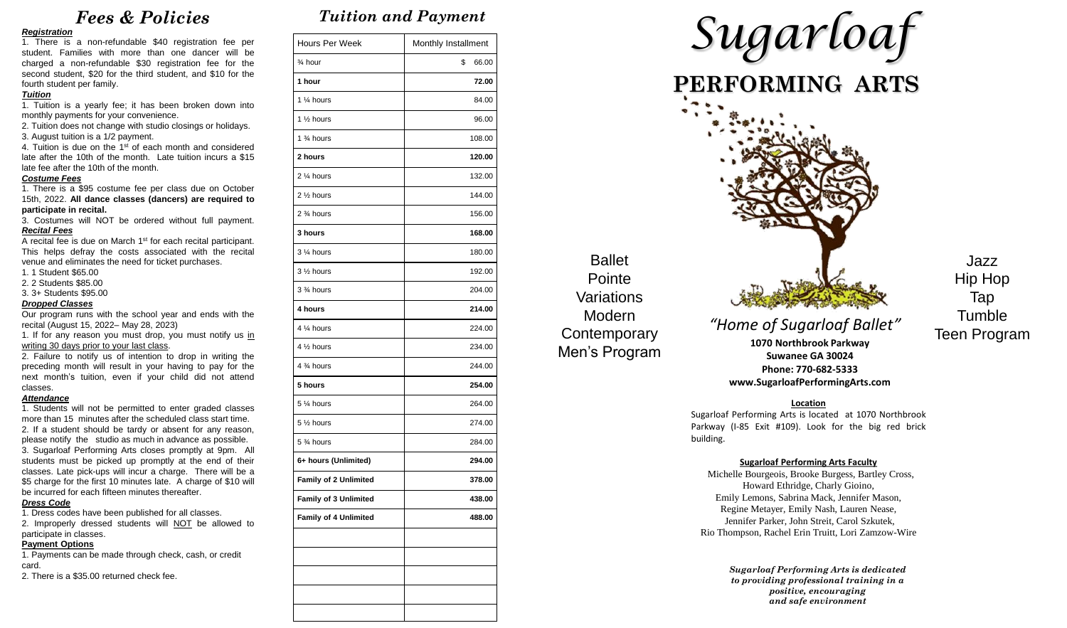# Fees & Policies

***Registration***

1. There is a non-refundable $40 registration fee per student. Families with more than one dancer will be charged a non-refundable $30 registration fee for the second student, $20 for the third student, and $10 for the fourth student per family.

***Tuition***

1. Tuition is a yearly fee; it has been broken down into monthly payments for your convenience.
2. Tuition does not change with studio closings or holidays.
3. August tuition is a 1/2 payment.
4. Tuition is due on the 1st of each month and considered late after the 10th of the month. Late tuition incurs a $15 late fee after the 10th of the month.

***Costume Fees***

1. There is a $95 costume fee per class due on October 15th, 2022. **All dance classes (dancers) are required to participate in recital.**
3. Costumes will NOT be ordered without full payment.

***Recital Fees***

A recital fee is due on March 1st for each recital participant. This helps defray the costs associated with the recital venue and eliminates the need for ticket purchases.

1. 1 Student $65.00
2. 2 Students $85.00
3. 3+ Students $95.00

***Dropped Classes***

Our program runs with the school year and ends with the recital (August 15, 2022– May 28, 2023)

1. If for any reason you must drop, you must notify us <u>in writing 30 days prior to your last class</u>.
2. Failure to notify us of intention to drop in writing the preceding month will result in your having to pay for the next month's tuition, even if your child did not attend classes.

***Attendance***

1. Students will not be permitted to enter graded classes more than 15 minutes after the scheduled class start time.
2. If a student should be tardy or absent for any reason, please notify the studio as much in advance as possible.
3. Sugarloaf Performing Arts closes promptly at 9pm. All students must be picked up promptly at the end of their classes. Late pick-ups will incur a charge. There will be a $5 charge for the first 10 minutes late. A charge of $10 will be incurred for each fifteen minutes thereafter.

***Dress Code***

1. Dress codes have been published for all classes.
2. Improperly dressed students will <u>NOT</u> be allowed to participate in classes.

**Payment Options**

1. Payments can be made through check, cash, or credit card.
2. There is a $35.00 returned check fee.

# Tuition and Payment

| Hours Per Week | Monthly Installment |
|---|---|
| ¾ hour | $ 66.00 |
| **1 hour** | **72.00** |
| 1 ¼ hours | 84.00 |
| 1 ½ hours | 96.00 |
| 1 ¾ hours | 108.00 |
| **2 hours** | **120.00** |
| 2 ¼ hours | 132.00 |
| 2 ½ hours | 144.00 |
| 2 ¾ hours | 156.00 |
| **3 hours** | **168.00** |
| 3 ¼ hours | 180.00 |
| 3 ½ hours | 192.00 |
| 3 ¾ hours | 204.00 |
| **4 hours** | **214.00** |
| 4 ¼ hours | 224.00 |
| 4 ½ hours | 234.00 |
| 4 ¾ hours | 244.00 |
| **5 hours** | **254.00** |
| 5 ¼ hours | 264.00 |
| 5 ½ hours | 274.00 |
| 5 ¾ hours | 284.00 |
| **6+ hours (Unlimited)** | **294.00** |
| **Family of 2 Unlimited** | **378.00** |
| **Family of 3 Unlimited** | **438.00** |
| **Family of 4 Unlimited** | **488.00** |
| | |
| | |
| | |
| | |
| | |

# Sugarloaf

## PERFORMING ARTS

Ballet
Pointe
Variations
Modern
Contemporary
Men's Program

Jazz
Hip Hop
Tap
Tumble
Teen Program

*"Home of Sugarloaf Ballet"*

**1070 Northbrook Parkway**
**Suwanee GA 30024**
**Phone: 770-682-5333**
**www.SugarloafPerformingArts.com**

**<u>Location</u>**

Sugarloaf Performing Arts is located at 1070 Northbrook Parkway (I-85 Exit #109). Look for the big red brick building.

**<u>Sugarloaf Performing Arts Faculty</u>**

Michelle Bourgeois, Brooke Burgess, Bartley Cross, Howard Ethridge, Charly Gioino, Emily Lemons, Sabrina Mack, Jennifer Mason, Regine Metayer, Emily Nash, Lauren Nease, Jennifer Parker, John Streit, Carol Szkutek, Rio Thompson, Rachel Erin Truitt, Lori Zamzow-Wire

***Sugarloaf Performing Arts is dedicated to providing professional training in a positive, encouraging and safe environment***